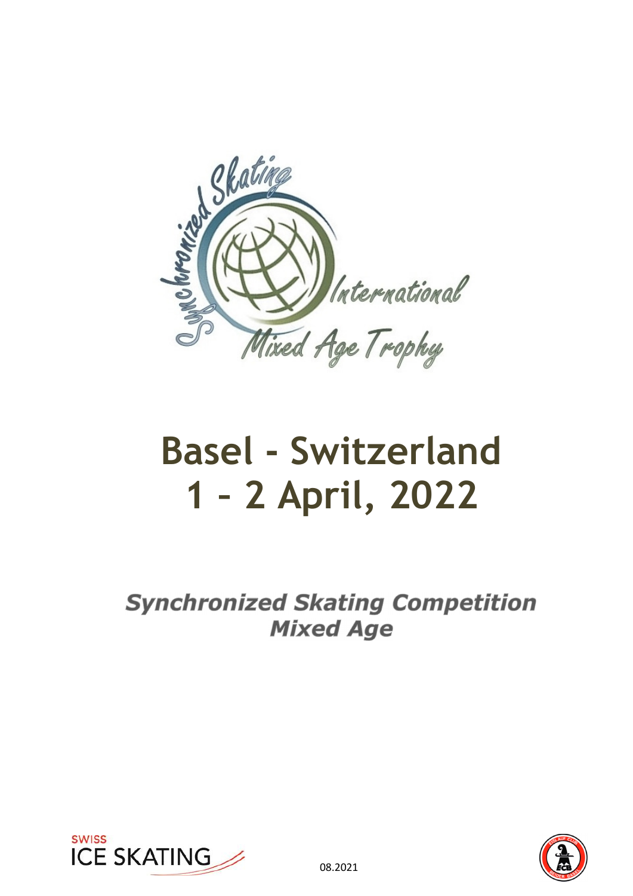Synchronized Skating International Mixed Age Trophy

# Basel - Switzerland
# 1 – 2 April, 2022

***Synchronized Skating Competition***
***Mixed Age***

SWISS ICE SKATING

08.2021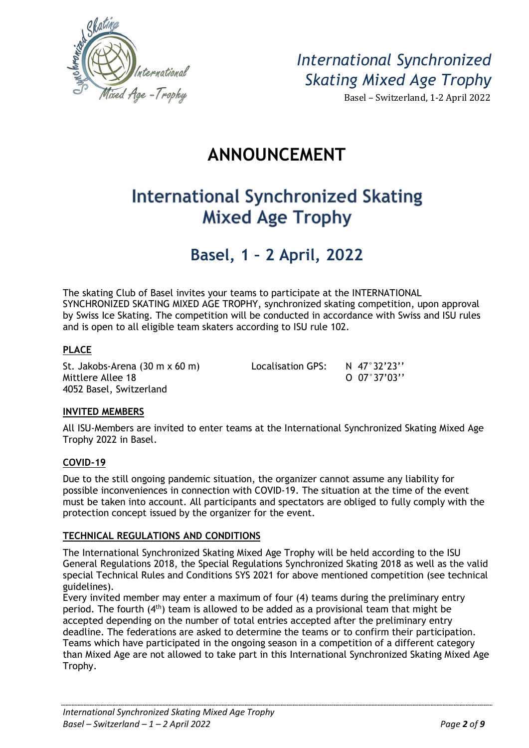# ANNOUNCEMENT

## International Synchronized Skating Mixed Age Trophy

## Basel, 1 – 2 April, 2022

The skating Club of Basel invites your teams to participate at the INTERNATIONAL SYNCHRONIZED SKATING MIXED AGE TROPHY, synchronized skating competition, upon approval by Swiss Ice Skating. The competition will be conducted in accordance with Swiss and ISU rules and is open to all eligible team skaters according to ISU rule 102.

### PLACE

St. Jakobs-Arena (30 m x 60 m)
Mittlere Allee 18
4052 Basel, Switzerland

Localisation GPS: N 47°32'23''
O 07°37'03''

### INVITED MEMBERS

All ISU-Members are invited to enter teams at the International Synchronized Skating Mixed Age Trophy 2022 in Basel.

### COVID-19

Due to the still ongoing pandemic situation, the organizer cannot assume any liability for possible inconveniences in connection with COVID-19. The situation at the time of the event must be taken into account. All participants and spectators are obliged to fully comply with the protection concept issued by the organizer for the event.

### TECHNICAL REGULATIONS AND CONDITIONS

The International Synchronized Skating Mixed Age Trophy will be held according to the ISU General Regulations 2018, the Special Regulations Synchronized Skating 2018 as well as the valid special Technical Rules and Conditions SYS 2021 for above mentioned competition (see technical guidelines).

Every invited member may enter a maximum of four (4) teams during the preliminary entry period. The fourth (4th) team is allowed to be added as a provisional team that might be accepted depending on the number of total entries accepted after the preliminary entry deadline. The federations are asked to determine the teams or to confirm their participation. Teams which have participated in the ongoing season in a competition of a different category than Mixed Age are not allowed to take part in this International Synchronized Skating Mixed Age Trophy.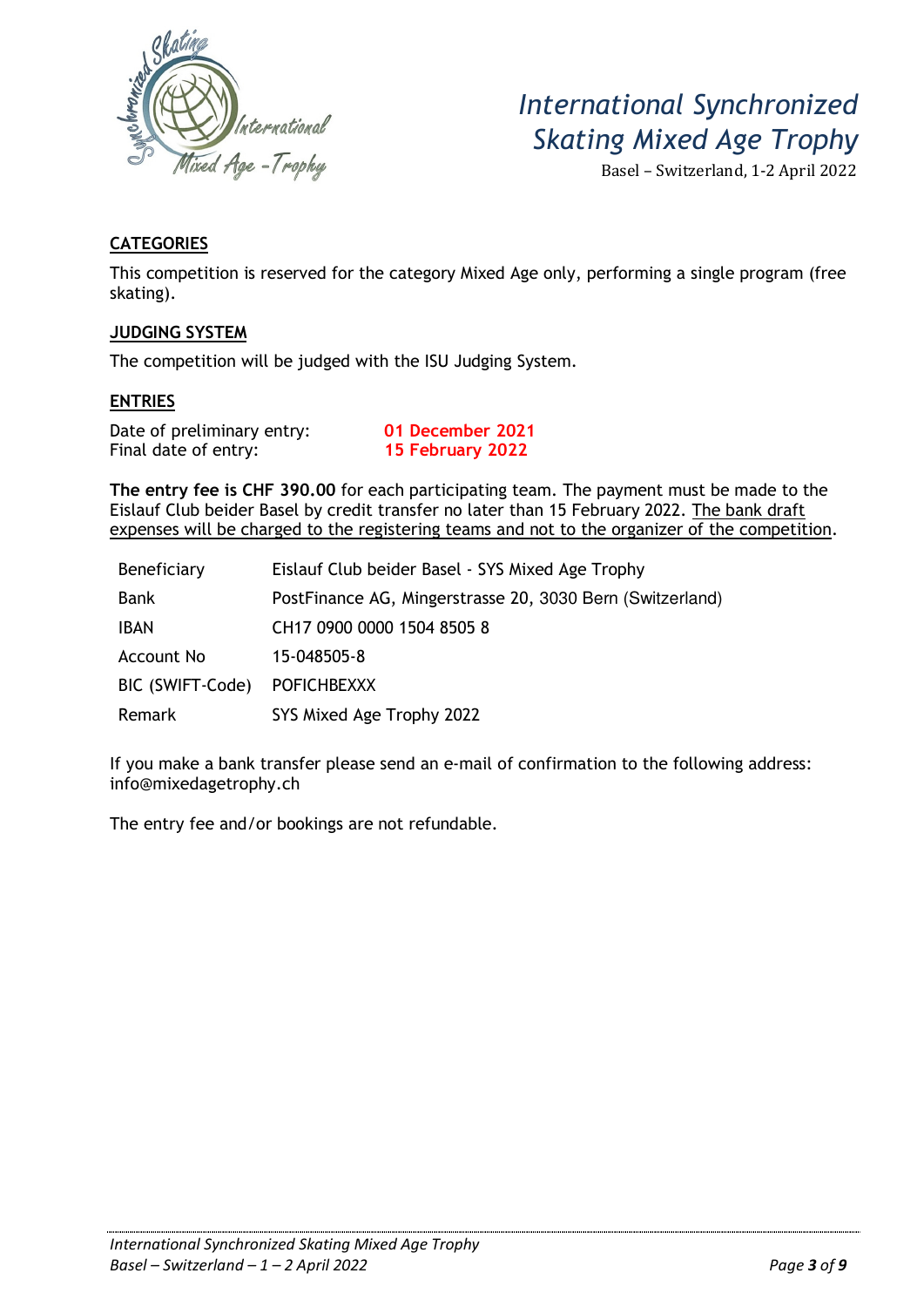## CATEGORIES

This competition is reserved for the category Mixed Age only, performing a single program (free skating).

## JUDGING SYSTEM

The competition will be judged with the ISU Judging System.

## ENTRIES

| | |
|---|---|
| Date of preliminary entry: | **01 December 2021** |
| Final date of entry: | **15 February 2022** |

**The entry fee is CHF 390.00** for each participating team. The payment must be made to the Eislauf Club beider Basel by credit transfer no later than 15 February 2022. The bank draft expenses will be charged to the registering teams and not to the organizer of the competition.

| | |
|---|---|
| Beneficiary | Eislauf Club beider Basel - SYS Mixed Age Trophy |
| Bank | PostFinance AG, Mingerstrasse 20, 3030 Bern (Switzerland) |
| IBAN | CH17 0900 0000 1504 8505 8 |
| Account No | 15-048505-8 |
| BIC (SWIFT-Code) | POFICHBEXXX |
| Remark | SYS Mixed Age Trophy 2022 |

If you make a bank transfer please send an e-mail of confirmation to the following address: info@mixedagetrophy.ch

The entry fee and/or bookings are not refundable.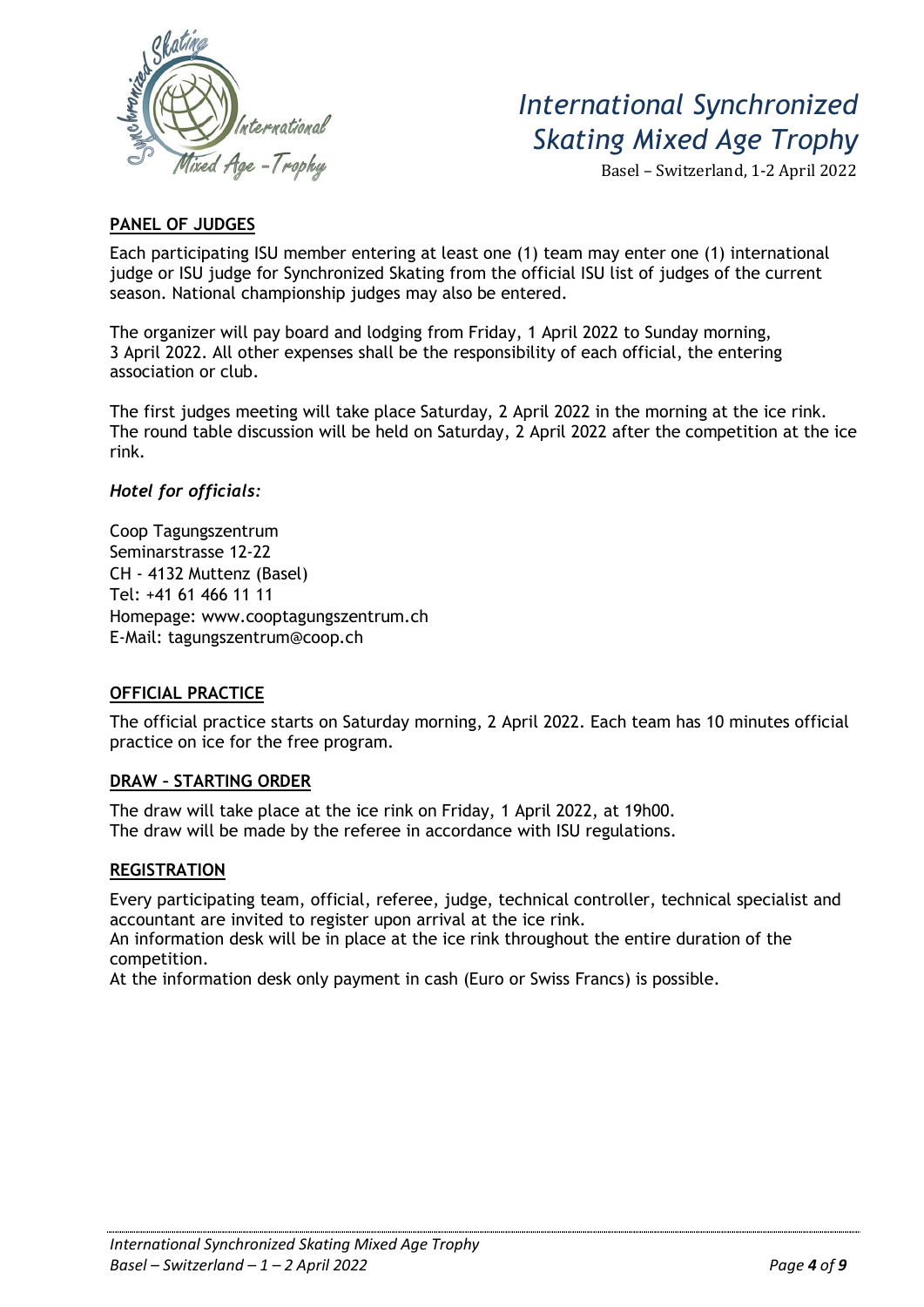## PANEL OF JUDGES

Each participating ISU member entering at least one (1) team may enter one (1) international judge or ISU judge for Synchronized Skating from the official ISU list of judges of the current season. National championship judges may also be entered.

The organizer will pay board and lodging from Friday, 1 April 2022 to Sunday morning, 3 April 2022. All other expenses shall be the responsibility of each official, the entering association or club.

The first judges meeting will take place Saturday, 2 April 2022 in the morning at the ice rink. The round table discussion will be held on Saturday, 2 April 2022 after the competition at the ice rink.

*Hotel for officials:*

Coop Tagungszentrum
Seminarstrasse 12-22
CH - 4132 Muttenz (Basel)
Tel: +41 61 466 11 11
Homepage: www.cooptagungszentrum.ch
E-Mail: tagungszentrum@coop.ch

## OFFICIAL PRACTICE

The official practice starts on Saturday morning, 2 April 2022. Each team has 10 minutes official practice on ice for the free program.

## DRAW – STARTING ORDER

The draw will take place at the ice rink on Friday, 1 April 2022, at 19h00.
The draw will be made by the referee in accordance with ISU regulations.

## REGISTRATION

Every participating team, official, referee, judge, technical controller, technical specialist and accountant are invited to register upon arrival at the ice rink.
An information desk will be in place at the ice rink throughout the entire duration of the competition.
At the information desk only payment in cash (Euro or Swiss Francs) is possible.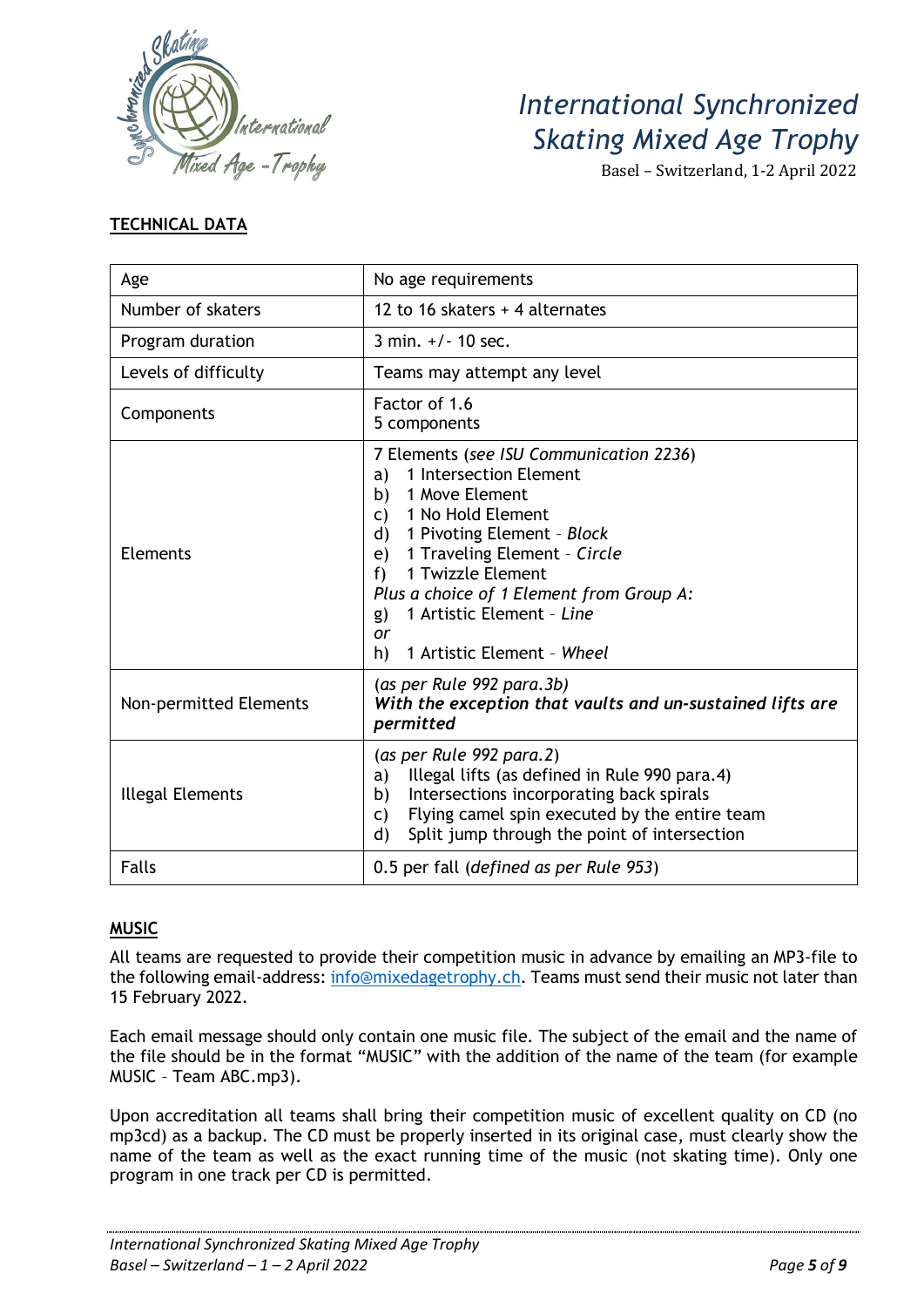## TECHNICAL DATA

| | |
|---|---|
| Age | No age requirements |
| Number of skaters | 12 to 16 skaters + 4 alternates |
| Program duration | 3 min. +/- 10 sec. |
| Levels of difficulty | Teams may attempt any level |
| Components | Factor of 1.6<br>5 components |
| Elements | 7 Elements (*see ISU Communication 2236*)<br>a) 1 Intersection Element<br>b) 1 Move Element<br>c) 1 No Hold Element<br>d) 1 Pivoting Element - *Block*<br>e) 1 Traveling Element - *Circle*<br>f) 1 Twizzle Element<br>*Plus a choice of 1 Element from Group A:*<br>g) 1 Artistic Element - *Line*<br>*or*<br>h) 1 Artistic Element - *Wheel* |
| Non-permitted Elements | (*as per Rule 992 para.3b*)<br>***With the exception that vaults and un-sustained lifts are permitted*** |
| Illegal Elements | (*as per Rule 992 para.2*)<br>a) Illegal lifts (as defined in Rule 990 para.4)<br>b) Intersections incorporating back spirals<br>c) Flying camel spin executed by the entire team<br>d) Split jump through the point of intersection |
| Falls | 0.5 per fall (*defined as per Rule 953*) |

## MUSIC

All teams are requested to provide their competition music in advance by emailing an MP3-file to the following email-address: info@mixedagetrophy.ch. Teams must send their music not later than 15 February 2022.

Each email message should only contain one music file. The subject of the email and the name of the file should be in the format "MUSIC" with the addition of the name of the team (for example MUSIC – Team ABC.mp3).

Upon accreditation all teams shall bring their competition music of excellent quality on CD (no mp3cd) as a backup. The CD must be properly inserted in its original case, must clearly show the name of the team as well as the exact running time of the music (not skating time). Only one program in one track per CD is permitted.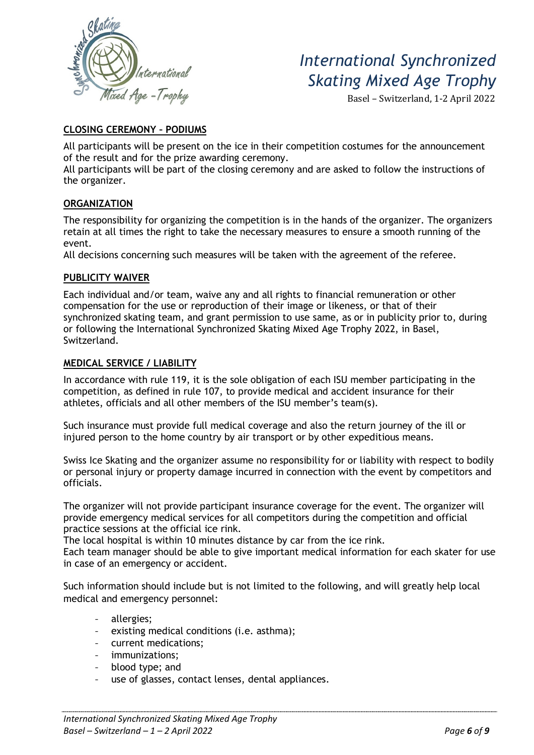## CLOSING CEREMONY – PODIUMS

All participants will be present on the ice in their competition costumes for the announcement of the result and for the prize awarding ceremony.
All participants will be part of the closing ceremony and are asked to follow the instructions of the organizer.

## ORGANIZATION

The responsibility for organizing the competition is in the hands of the organizer. The organizers retain at all times the right to take the necessary measures to ensure a smooth running of the event.
All decisions concerning such measures will be taken with the agreement of the referee.

## PUBLICITY WAIVER

Each individual and/or team, waive any and all rights to financial remuneration or other compensation for the use or reproduction of their image or likeness, or that of their synchronized skating team, and grant permission to use same, as or in publicity prior to, during or following the International Synchronized Skating Mixed Age Trophy 2022, in Basel, Switzerland.

## MEDICAL SERVICE / LIABILITY

In accordance with rule 119, it is the sole obligation of each ISU member participating in the competition, as defined in rule 107, to provide medical and accident insurance for their athletes, officials and all other members of the ISU member's team(s).

Such insurance must provide full medical coverage and also the return journey of the ill or injured person to the home country by air transport or by other expeditious means.

Swiss Ice Skating and the organizer assume no responsibility for or liability with respect to bodily or personal injury or property damage incurred in connection with the event by competitors and officials.

The organizer will not provide participant insurance coverage for the event. The organizer will provide emergency medical services for all competitors during the competition and official practice sessions at the official ice rink.
The local hospital is within 10 minutes distance by car from the ice rink.
Each team manager should be able to give important medical information for each skater for use in case of an emergency or accident.

Such information should include but is not limited to the following, and will greatly help local medical and emergency personnel:

- allergies;
- existing medical conditions (i.e. asthma);
- current medications;
- immunizations;
- blood type; and
- use of glasses, contact lenses, dental appliances.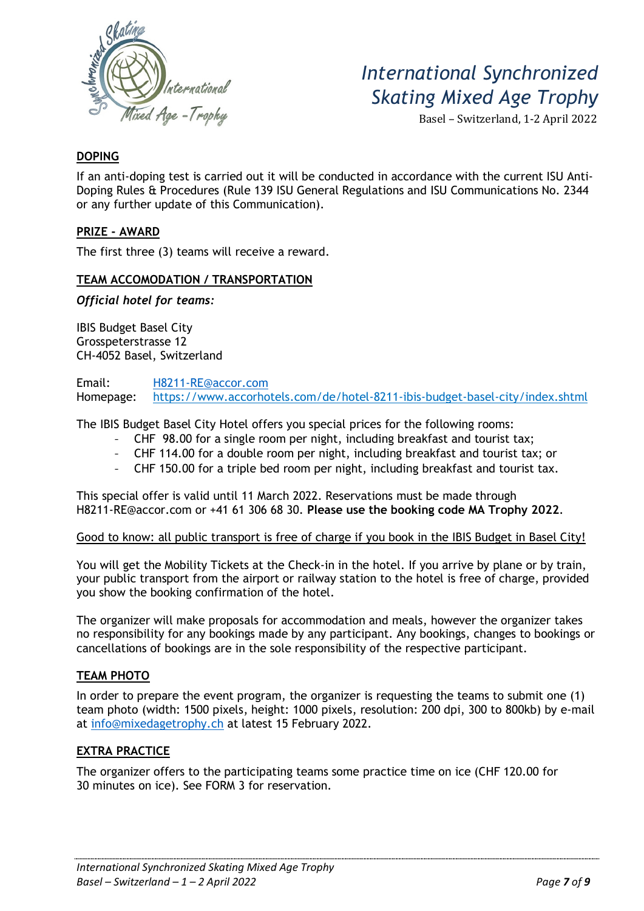## DOPING

If an anti-doping test is carried out it will be conducted in accordance with the current ISU Anti-Doping Rules & Procedures (Rule 139 ISU General Regulations and ISU Communications No. 2344 or any further update of this Communication).

## PRIZE - AWARD

The first three (3) teams will receive a reward.

## TEAM ACCOMODATION / TRANSPORTATION

*Official hotel for teams:*

IBIS Budget Basel City
Grosspeterstrasse 12
CH-4052 Basel, Switzerland

Email: H8211-RE@accor.com
Homepage: https://www.accorhotels.com/de/hotel-8211-ibis-budget-basel-city/index.shtml

The IBIS Budget Basel City Hotel offers you special prices for the following rooms:

- CHF 98.00 for a single room per night, including breakfast and tourist tax;
- CHF 114.00 for a double room per night, including breakfast and tourist tax; or
- CHF 150.00 for a triple bed room per night, including breakfast and tourist tax.

This special offer is valid until 11 March 2022. Reservations must be made through H8211-RE@accor.com or +41 61 306 68 30. **Please use the booking code MA Trophy 2022**.

Good to know: all public transport is free of charge if you book in the IBIS Budget in Basel City!

You will get the Mobility Tickets at the Check-in in the hotel. If you arrive by plane or by train, your public transport from the airport or railway station to the hotel is free of charge, provided you show the booking confirmation of the hotel.

The organizer will make proposals for accommodation and meals, however the organizer takes no responsibility for any bookings made by any participant. Any bookings, changes to bookings or cancellations of bookings are in the sole responsibility of the respective participant.

## TEAM PHOTO

In order to prepare the event program, the organizer is requesting the teams to submit one (1) team photo (width: 1500 pixels, height: 1000 pixels, resolution: 200 dpi, 300 to 800kb) by e-mail at info@mixedagetrophy.ch at latest 15 February 2022.

## EXTRA PRACTICE

The organizer offers to the participating teams some practice time on ice (CHF 120.00 for 30 minutes on ice). See FORM 3 for reservation.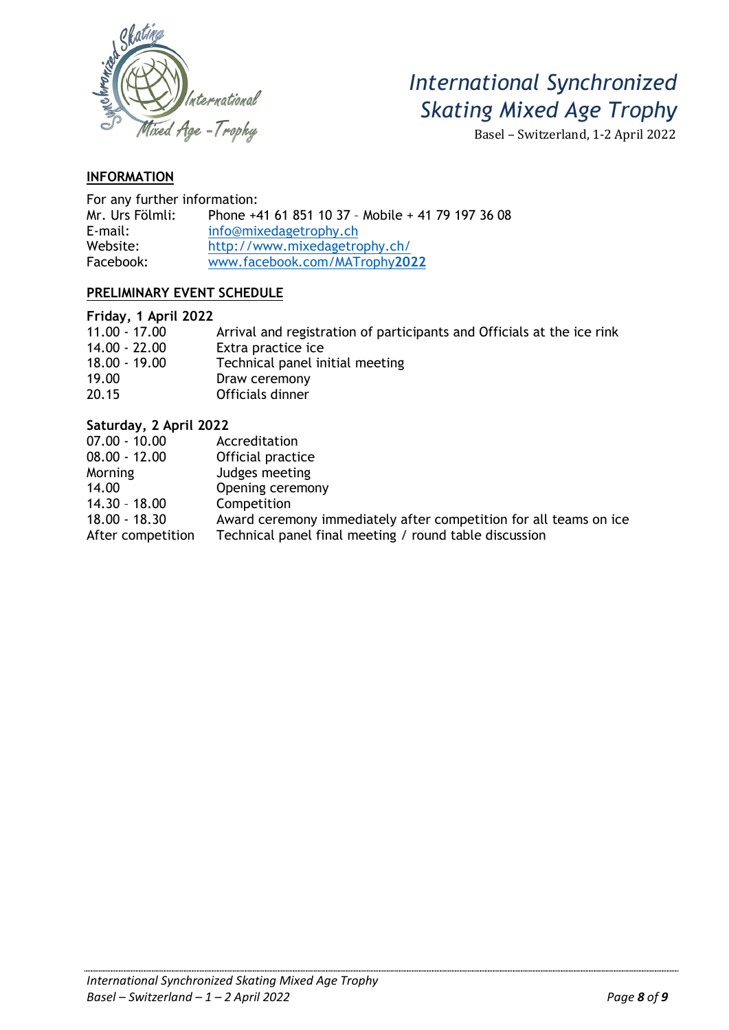# International Synchronized Skating Mixed Age Trophy

Basel – Switzerland, 1-2 April 2022

## INFORMATION

For any further information:

| | |
|---|---|
| Mr. Urs Fölmli: | Phone +41 61 851 10 37 – Mobile + 41 79 197 36 08 |
| E-mail: | info@mixedagetrophy.ch |
| Website: | http://www.mixedagetrophy.ch/ |
| Facebook: | www.facebook.com/MATrophy**2022** |

## PRELIMINARY EVENT SCHEDULE

**Friday, 1 April 2022**

| | |
|---|---|
| 11.00 - 17.00 | Arrival and registration of participants and Officials at the ice rink |
| 14.00 - 22.00 | Extra practice ice |
| 18.00 - 19.00 | Technical panel initial meeting |
| 19.00 | Draw ceremony |
| 20.15 | Officials dinner |

**Saturday, 2 April 2022**

| | |
|---|---|
| 07.00 - 10.00 | Accreditation |
| 08.00 - 12.00 | Official practice |
| Morning | Judges meeting |
| 14.00 | Opening ceremony |
| 14.30 – 18.00 | Competition |
| 18.00 - 18.30 | Award ceremony immediately after competition for all teams on ice |
| After competition | Technical panel final meeting / round table discussion |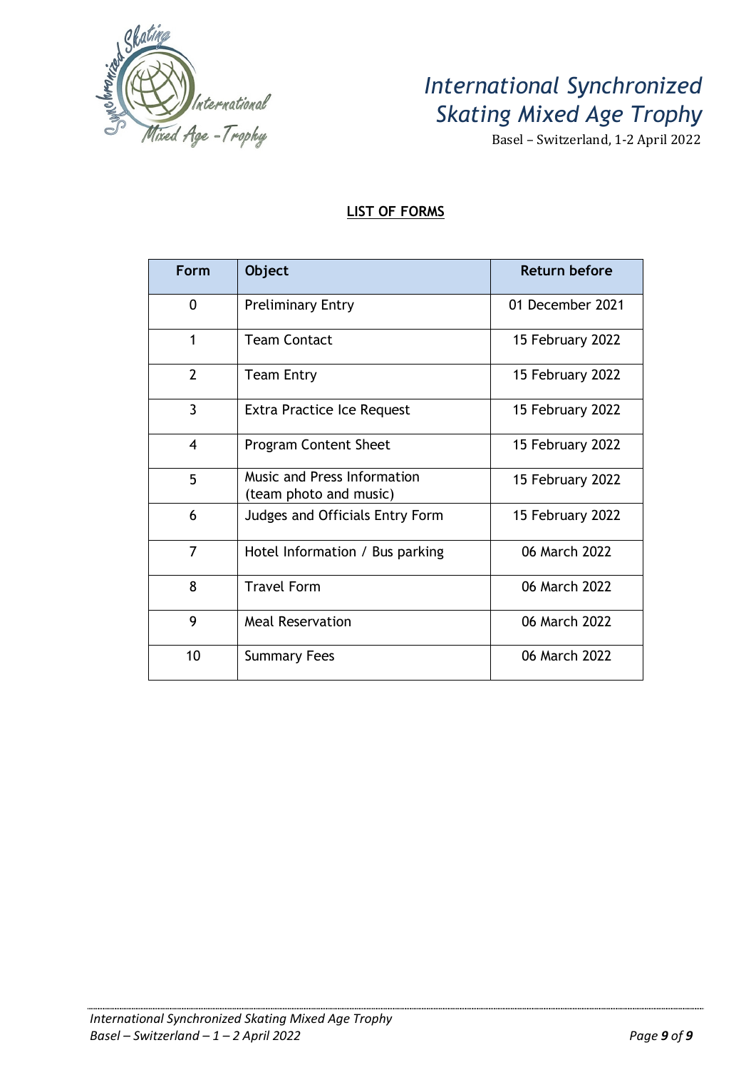## LIST OF FORMS

| Form | Object | Return before |
|---|---|---|
| 0 | Preliminary Entry | 01 December 2021 |
| 1 | Team Contact | 15 February 2022 |
| 2 | Team Entry | 15 February 2022 |
| 3 | Extra Practice Ice Request | 15 February 2022 |
| 4 | Program Content Sheet | 15 February 2022 |
| 5 | Music and Press Information (team photo and music) | 15 February 2022 |
| 6 | Judges and Officials Entry Form | 15 February 2022 |
| 7 | Hotel Information / Bus parking | 06 March 2022 |
| 8 | Travel Form | 06 March 2022 |
| 9 | Meal Reservation | 06 March 2022 |
| 10 | Summary Fees | 06 March 2022 |